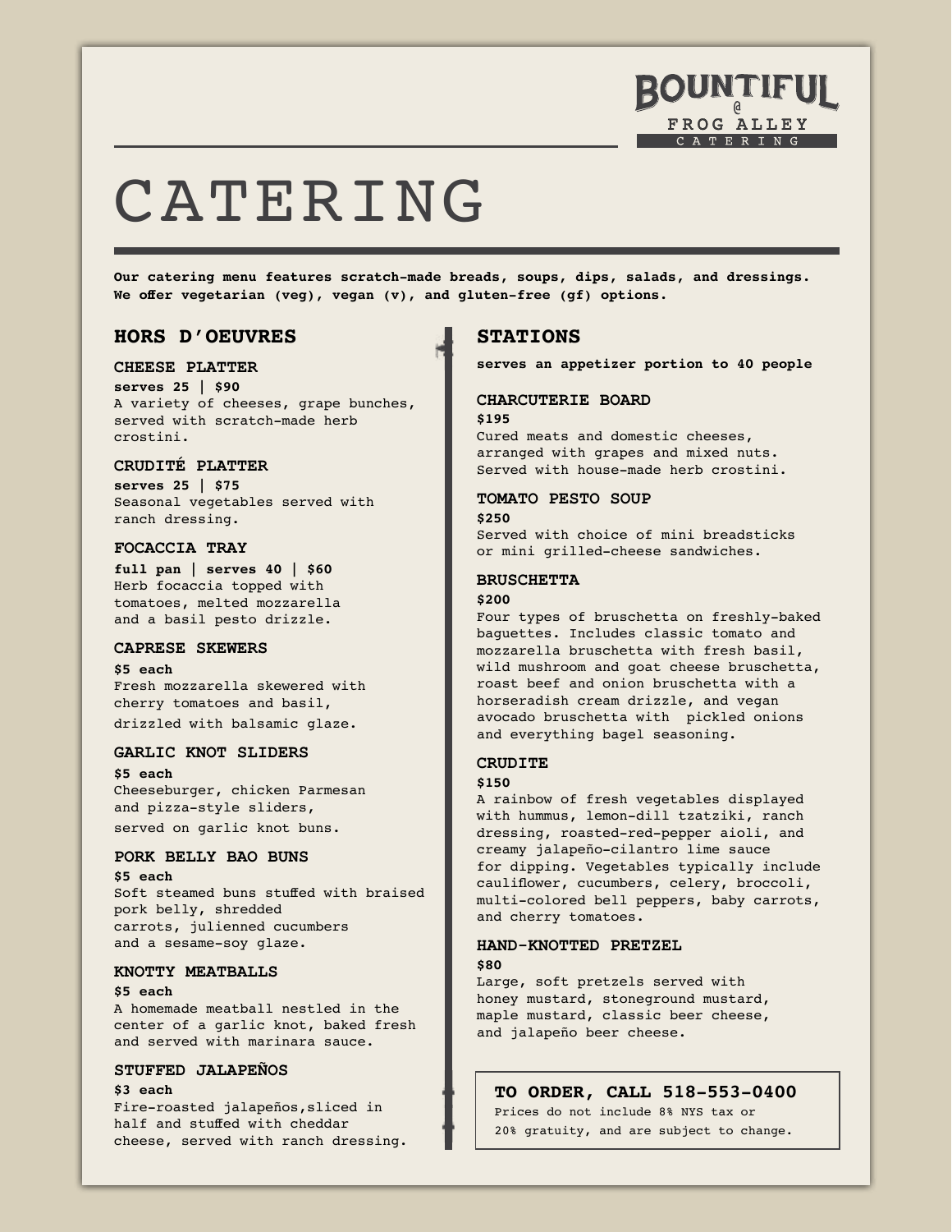BOUNTIFUL @ FROG ALLEY CATERING

# CATERING

**Our catering menu features scratch-made breads, soups, dips, salads, and dressings. We offer vegetarian (veg), vegan (v), and gluten-free (gf) options.**

## HORS D'OEUVRES

### CHEESE PLATTER

**serves 25 | $90**

A variety of cheeses, grape bunches, served with scratch-made herb crostini.

### CRUDITÉ PLATTER

**serves 25 | $75**

Seasonal vegetables served with ranch dressing.

### FOCACCIA TRAY

**full pan | serves 40 | $60**

Herb focaccia topped with tomatoes, melted mozzarella and a basil pesto drizzle.

### CAPRESE SKEWERS

**$5 each**

Fresh mozzarella skewered with cherry tomatoes and basil, drizzled with balsamic glaze.

### GARLIC KNOT SLIDERS

**$5 each**

Cheeseburger, chicken Parmesan and pizza-style sliders, served on garlic knot buns.

### PORK BELLY BAO BUNS

**$5 each**

Soft steamed buns stuffed with braised pork belly, shredded carrots, julienned cucumbers and a sesame-soy glaze.

### KNOTTY MEATBALLS

**$5 each**

A homemade meatball nestled in the center of a garlic knot, baked fresh and served with marinara sauce.

### STUFFED JALAPEÑOS

**$3 each**

Fire-roasted jalapeños,sliced in half and stuffed with cheddar cheese, served with ranch dressing.

## STATIONS

**serves an appetizer portion to 40 people**

### CHARCUTERIE BOARD

**$195**

Cured meats and domestic cheeses, arranged with grapes and mixed nuts. Served with house-made herb crostini.

### TOMATO PESTO SOUP

**$250**

Served with choice of mini breadsticks or mini grilled-cheese sandwiches.

### BRUSCHETTA

**$200**

Four types of bruschetta on freshly-baked baguettes. Includes classic tomato and mozzarella bruschetta with fresh basil, wild mushroom and goat cheese bruschetta, roast beef and onion bruschetta with a horseradish cream drizzle, and vegan avocado bruschetta with pickled onions and everything bagel seasoning.

### CRUDITE

**$150**

A rainbow of fresh vegetables displayed with hummus, lemon-dill tzatziki, ranch dressing, roasted-red-pepper aioli, and creamy jalapeño-cilantro lime sauce for dipping. Vegetables typically include cauliflower, cucumbers, celery, broccoli, multi-colored bell peppers, baby carrots, and cherry tomatoes.

### HAND-KNOTTED PRETZEL

**$80**

Large, soft pretzels served with honey mustard, stoneground mustard, maple mustard, classic beer cheese, and jalapeño beer cheese.

**TO ORDER, CALL 518-553-0400**

Prices do not include 8% NYS tax or 20% gratuity, and are subject to change.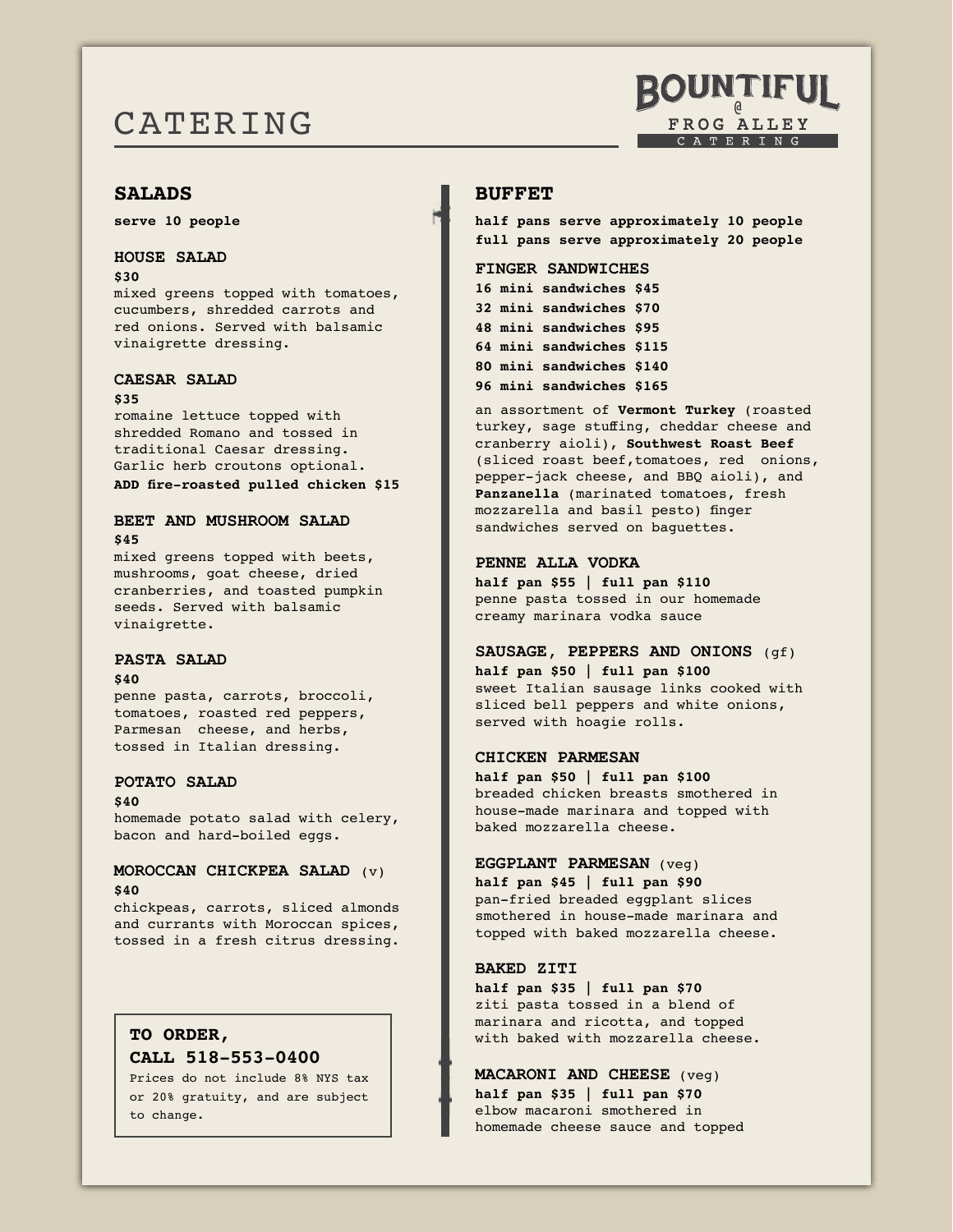# CATERING

**BOUNTIFUL @ FROG ALLEY CATERING**

## SALADS

**serve 10 people**

### HOUSE SALAD

**$30**

mixed greens topped with tomatoes, cucumbers, shredded carrots and red onions. Served with balsamic vinaigrette dressing.

### CAESAR SALAD

**$35**

romaine lettuce topped with shredded Romano and tossed in traditional Caesar dressing. Garlic herb croutons optional.

**ADD fire-roasted pulled chicken $15**

### BEET AND MUSHROOM SALAD

**$45**

mixed greens topped with beets, mushrooms, goat cheese, dried cranberries, and toasted pumpkin seeds. Served with balsamic vinaigrette.

### PASTA SALAD

**$40**

penne pasta, carrots, broccoli, tomatoes, roasted red peppers, Parmesan cheese, and herbs, tossed in Italian dressing.

### POTATO SALAD

**$40**

homemade potato salad with celery, bacon and hard-boiled eggs.

### MOROCCAN CHICKPEA SALAD (v)

**$40**

chickpeas, carrots, sliced almonds and currants with Moroccan spices, tossed in a fresh citrus dressing.

**TO ORDER, CALL 518-553-0400**

Prices do not include 8% NYS tax or 20% gratuity, and are subject to change.

## BUFFET

**half pans serve approximately 10 people**
**full pans serve approximately 20 people**

### FINGER SANDWICHES

**16 mini sandwiches $45**
**32 mini sandwiches $70**
**48 mini sandwiches $95**
**64 mini sandwiches $115**
**80 mini sandwiches $140**
**96 mini sandwiches $165**

an assortment of **Vermont Turkey** (roasted turkey, sage stuffing, cheddar cheese and cranberry aioli), **Southwest Roast Beef** (sliced roast beef,tomatoes, red onions, pepper-jack cheese, and BBQ aioli), and **Panzanella** (marinated tomatoes, fresh mozzarella and basil pesto) finger sandwiches served on baguettes.

### PENNE ALLA VODKA

**half pan $55 | full pan $110**

penne pasta tossed in our homemade creamy marinara vodka sauce

### SAUSAGE, PEPPERS AND ONIONS (gf)

**half pan $50 | full pan $100**

sweet Italian sausage links cooked with sliced bell peppers and white onions, served with hoagie rolls.

### CHICKEN PARMESAN

**half pan $50 | full pan $100**

breaded chicken breasts smothered in house-made marinara and topped with baked mozzarella cheese.

### EGGPLANT PARMESAN (veg)

**half pan $45 | full pan $90**

pan-fried breaded eggplant slices smothered in house-made marinara and topped with baked mozzarella cheese.

### BAKED ZITI

**half pan $35 | full pan $70**

ziti pasta tossed in a blend of marinara and ricotta, and topped with baked with mozzarella cheese.

### MACARONI AND CHEESE (veg)

**half pan $35 | full pan $70**

elbow macaroni smothered in homemade cheese sauce and topped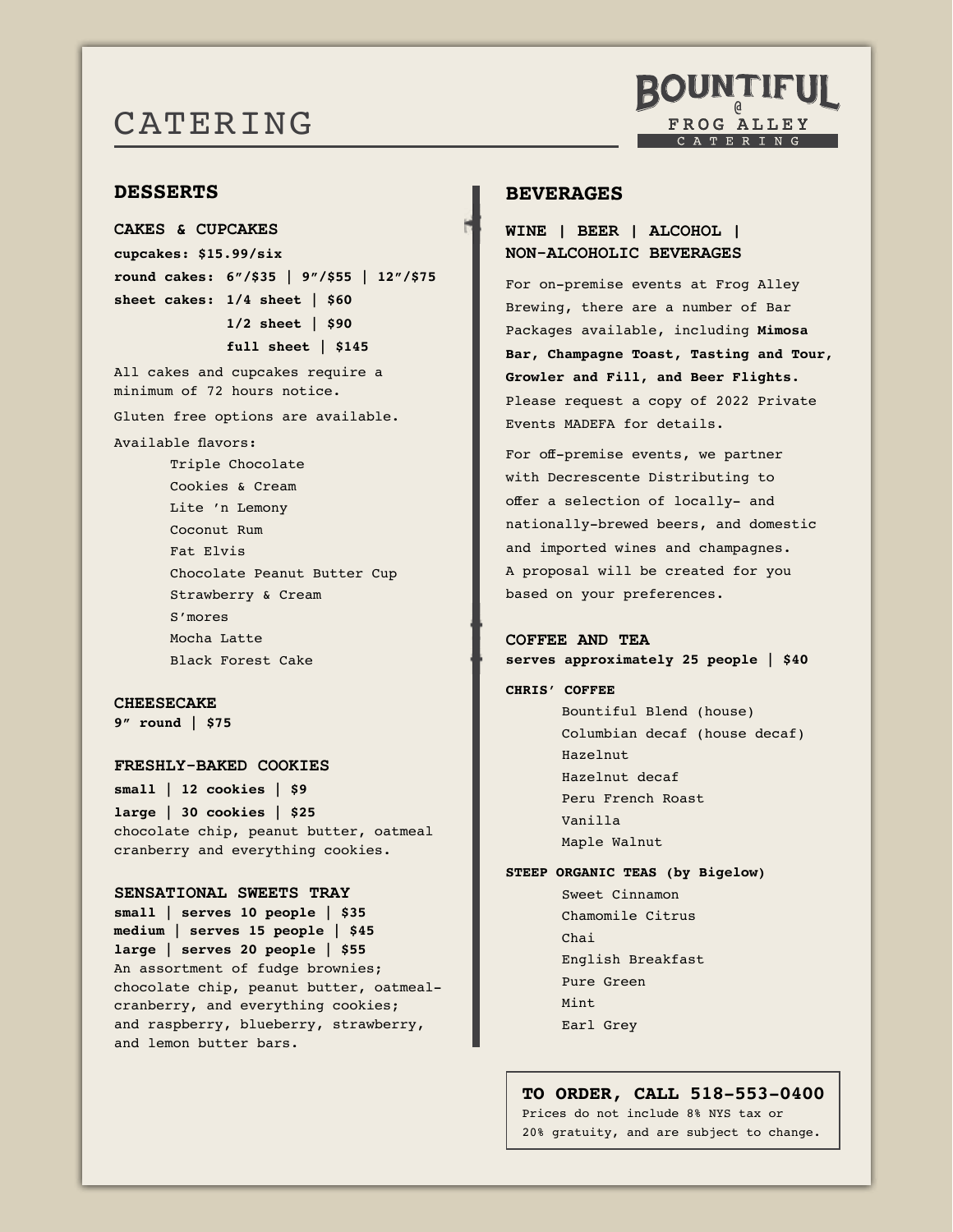# CATERING

BOUNTIFUL @ FROG ALLEY CATERING

## DESSERTS

### CAKES & CUPCAKES

**cupcakes: $15.99/six**

**round cakes: 6″/$35 | 9″/$55 | 12″/$75**

**sheet cakes: 1/4 sheet | $60**

**1/2 sheet | $90**

**full sheet | $145**

All cakes and cupcakes require a minimum of 72 hours notice.

Gluten free options are available.

Available flavors:

- Triple Chocolate
- Cookies & Cream
- Lite 'n Lemony
- Coconut Rum
- Fat Elvis
- Chocolate Peanut Butter Cup
- Strawberry & Cream
- S'mores
- Mocha Latte
- Black Forest Cake

### CHEESECAKE

**9″ round | $75**

### FRESHLY-BAKED COOKIES

**small | 12 cookies | $9**

**large | 30 cookies | $25**

chocolate chip, peanut butter, oatmeal cranberry and everything cookies.

### SENSATIONAL SWEETS TRAY

**small | serves 10 people | $35**
**medium | serves 15 people | $45**
**large | serves 20 people | $55**

An assortment of fudge brownies; chocolate chip, peanut butter, oatmeal-cranberry, and everything cookies; and raspberry, blueberry, strawberry, and lemon butter bars.

## BEVERAGES

### WINE | BEER | ALCOHOL | NON-ALCOHOLIC BEVERAGES

For on-premise events at Frog Alley Brewing, there are a number of Bar Packages available, including **Mimosa Bar, Champagne Toast, Tasting and Tour, Growler and Fill, and Beer Flights.** Please request a copy of 2022 Private Events MADEFA for details.

For off-premise events, we partner with Decrescente Distributing to offer a selection of locally- and nationally-brewed beers, and domestic and imported wines and champagnes. A proposal will be created for you based on your preferences.

### COFFEE AND TEA

**serves approximately 25 people | $40**

**CHRIS' COFFEE**

- Bountiful Blend (house)
- Columbian decaf (house decaf)
- Hazelnut
- Hazelnut decaf
- Peru French Roast
- Vanilla
- Maple Walnut

**STEEP ORGANIC TEAS (by Bigelow)**

- Sweet Cinnamon
- Chamomile Citrus
- Chai
- English Breakfast
- Pure Green
- Mint
- Earl Grey

**TO ORDER, CALL 518-553-0400**

Prices do not include 8% NYS tax or 20% gratuity, and are subject to change.